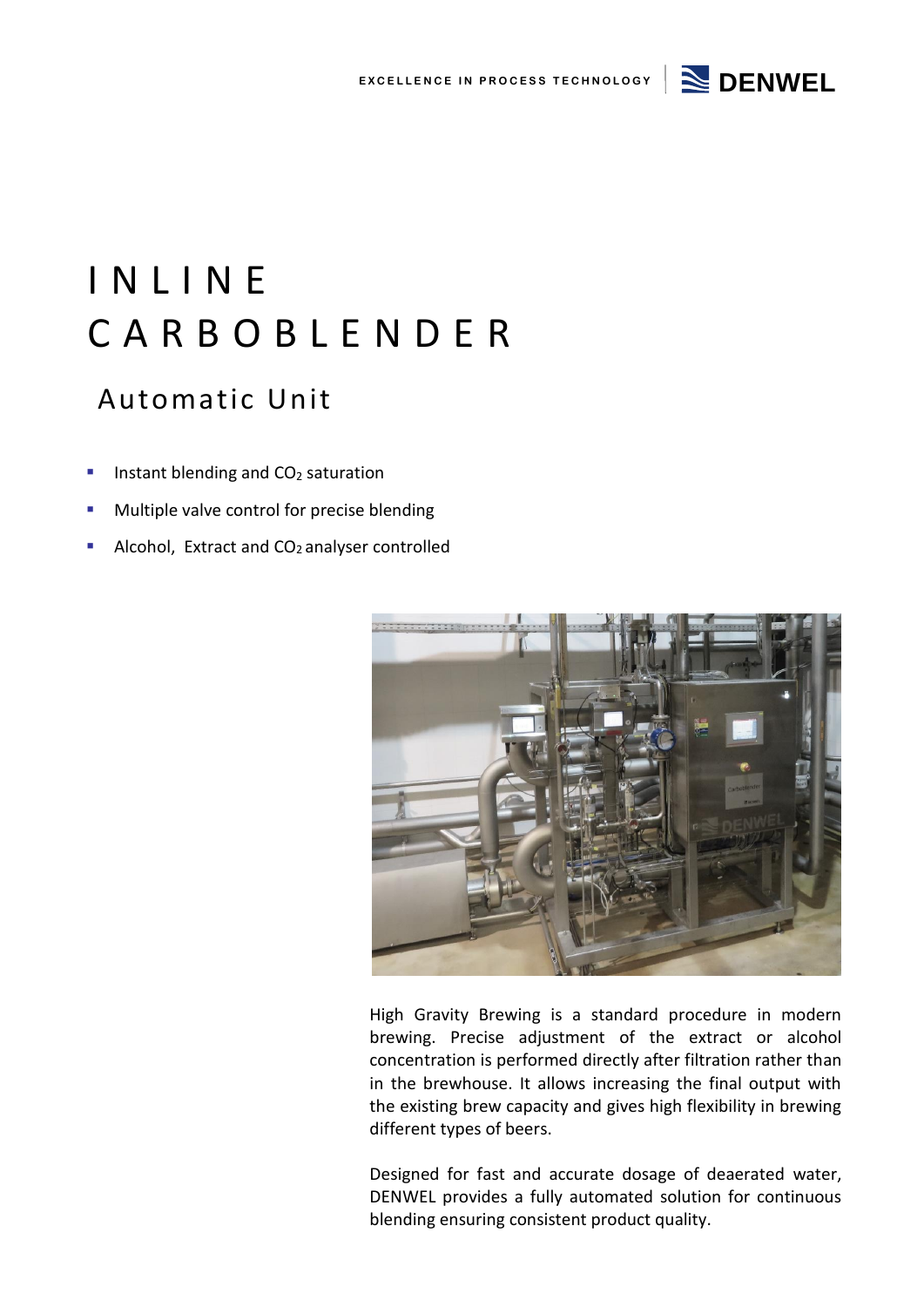# INLINE CARBOBLENDER

## Automatic Unit

- Instant blending and $CO_2$ saturation
- Multiple valve control for precise blending
- Alcohol, Extract and $CO_2$ analyser controlled

High Gravity Brewing is a standard procedure in modern brewing. Precise adjustment of the extract or alcohol concentration is performed directly after filtration rather than in the brewhouse. It allows increasing the final output with the existing brew capacity and gives high flexibility in brewing different types of beers.

Designed for fast and accurate dosage of deaerated water, DENWEL provides a fully automated solution for continuous blending ensuring consistent product quality.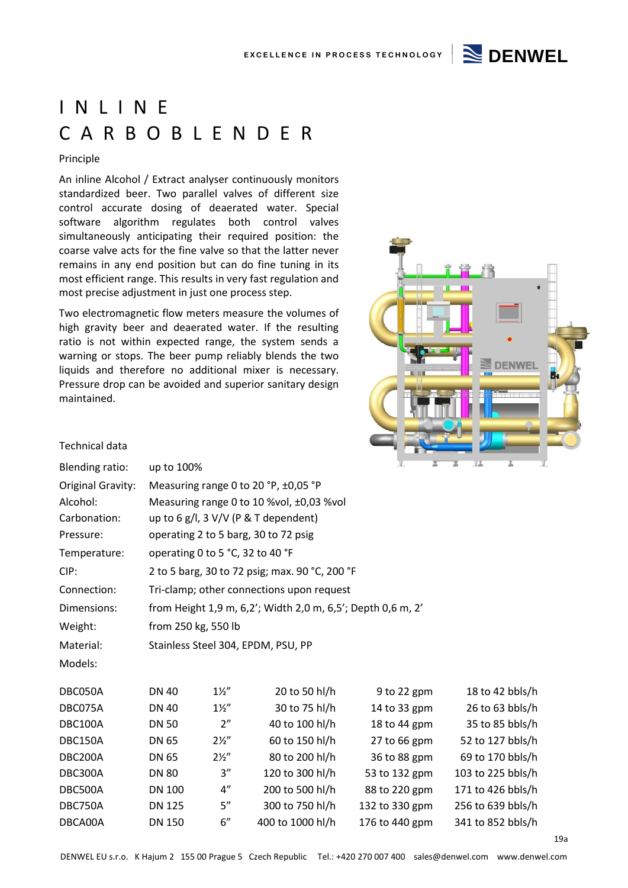# INLINE CARBOBLENDER

## Principle

An inline Alcohol / Extract analyser continuously monitors standardized beer. Two parallel valves of different size control accurate dosing of deaerated water. Special software algorithm regulates both control valves simultaneously anticipating their required position: the coarse valve acts for the fine valve so that the latter never remains in any end position but can do fine tuning in its most efficient range. This results in very fast regulation and most precise adjustment in just one process step.

Two electromagnetic flow meters measure the volumes of high gravity beer and deaerated water. If the resulting ratio is not within expected range, the system sends a warning or stops. The beer pump reliably blends the two liquids and therefore no additional mixer is necessary. Pressure drop can be avoided and superior sanitary design maintained.

## Technical data

| | |
|---|---|
| Blending ratio: | up to 100% |
| Original Gravity: | Measuring range 0 to 20 °P, ±0,05 °P |
| Alcohol: | Measuring range 0 to 10 %vol, ±0,03 %vol |
| Carbonation: | up to 6 g/l, 3 V/V (P & T dependent) |
| Pressure: | operating 2 to 5 barg, 30 to 72 psig |
| Temperature: | operating 0 to 5 °C, 32 to 40 °F |
| CIP: | 2 to 5 barg, 30 to 72 psig; max. 90 °C, 200 °F |
| Connection: | Tri-clamp; other connections upon request |
| Dimensions: | from Height 1,9 m, 6,2’; Width 2,0 m, 6,5’; Depth 0,6 m, 2’ |
| Weight: | from 250 kg, 550 lb |
| Material: | Stainless Steel 304, EPDM, PSU, PP |

Models:

| | | | | | |
|---|---|---|---|---|---|
| DBC050A | DN 40 | 1½″ | 20 to 50 hl/h | 9 to 22 gpm | 18 to 42 bbls/h |
| DBC075A | DN 40 | 1½″ | 30 to 75 hl/h | 14 to 33 gpm | 26 to 63 bbls/h |
| DBC100A | DN 50 | 2″ | 40 to 100 hl/h | 18 to 44 gpm | 35 to 85 bbls/h |
| DBC150A | DN 65 | 2½″ | 60 to 150 hl/h | 27 to 66 gpm | 52 to 127 bbls/h |
| DBC200A | DN 65 | 2½″ | 80 to 200 hl/h | 36 to 88 gpm | 69 to 170 bbls/h |
| DBC300A | DN 80 | 3″ | 120 to 300 hl/h | 53 to 132 gpm | 103 to 225 bbls/h |
| DBC500A | DN 100 | 4″ | 200 to 500 hl/h | 88 to 220 gpm | 171 to 426 bbls/h |
| DBC750A | DN 125 | 5″ | 300 to 750 hl/h | 132 to 330 gpm | 256 to 639 bbls/h |
| DBCA00A | DN 150 | 6″ | 400 to 1000 hl/h | 176 to 440 gpm | 341 to 852 bbls/h |

DENWEL EU s.r.o. K Hajum 2 155 00 Prague 5 Czech Republic Tel.: +420 270 007 400 sales@denwel.com www.denwel.com